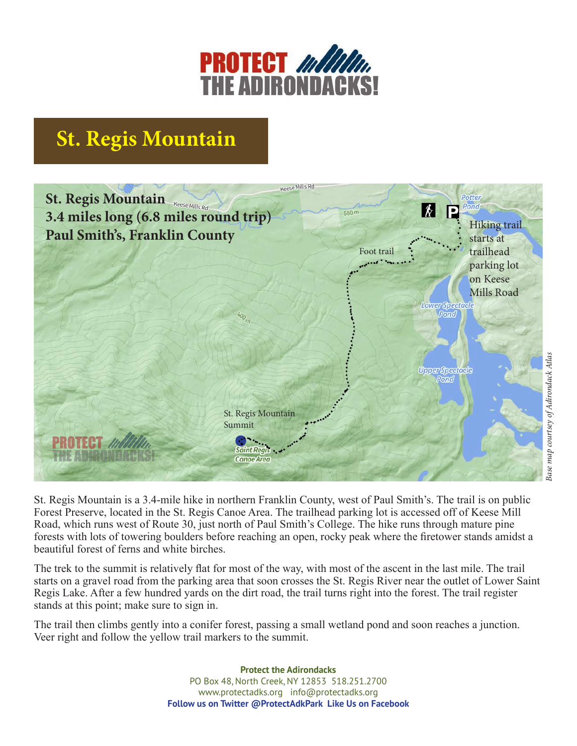# St. Regis Mountain

**St. Regis Mountain**
**3.4 miles long (6.8 miles round trip)**
**Paul Smith's, Franklin County**

St. Regis Mountain is a 3.4-mile hike in northern Franklin County, west of Paul Smith's. The trail is on public Forest Preserve, located in the St. Regis Canoe Area. The trailhead parking lot is accessed off of Keese Mill Road, which runs west of Route 30, just north of Paul Smith's College. The hike runs through mature pine forests with lots of towering boulders before reaching an open, rocky peak where the firetower stands amidst a beautiful forest of ferns and white birches.

The trek to the summit is relatively flat for most of the way, with most of the ascent in the last mile. The trail starts on a gravel road from the parking area that soon crosses the St. Regis River near the outlet of Lower Saint Regis Lake. After a few hundred yards on the dirt road, the trail turns right into the forest. The trail register stands at this point; make sure to sign in.

The trail then climbs gently into a conifer forest, passing a small wetland pond and soon reaches a junction. Veer right and follow the yellow trail markers to the summit.

**Protect the Adirondacks**
PO Box 48, North Creek, NY 12853 518.251.2700
www.protectadks.org info@protectadks.org
**Follow us on Twitter @ProtectAdkPark Like Us on Facebook**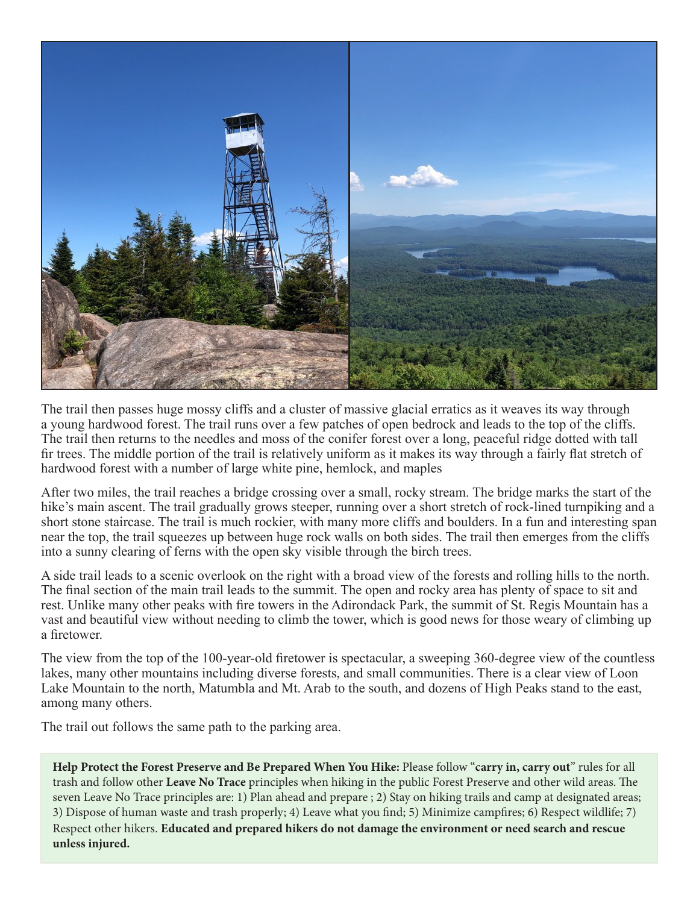The trail then passes huge mossy cliffs and a cluster of massive glacial erratics as it weaves its way through a young hardwood forest. The trail runs over a few patches of open bedrock and leads to the top of the cliffs. The trail then returns to the needles and moss of the conifer forest over a long, peaceful ridge dotted with tall fir trees. The middle portion of the trail is relatively uniform as it makes its way through a fairly flat stretch of hardwood forest with a number of large white pine, hemlock, and maples

After two miles, the trail reaches a bridge crossing over a small, rocky stream. The bridge marks the start of the hike's main ascent. The trail gradually grows steeper, running over a short stretch of rock-lined turnpiking and a short stone staircase. The trail is much rockier, with many more cliffs and boulders. In a fun and interesting span near the top, the trail squeezes up between huge rock walls on both sides. The trail then emerges from the cliffs into a sunny clearing of ferns with the open sky visible through the birch trees.

A side trail leads to a scenic overlook on the right with a broad view of the forests and rolling hills to the north. The final section of the main trail leads to the summit. The open and rocky area has plenty of space to sit and rest. Unlike many other peaks with fire towers in the Adirondack Park, the summit of St. Regis Mountain has a vast and beautiful view without needing to climb the tower, which is good news for those weary of climbing up a firetower.

The view from the top of the 100-year-old firetower is spectacular, a sweeping 360-degree view of the countless lakes, many other mountains including diverse forests, and small communities. There is a clear view of Loon Lake Mountain to the north, Matumbla and Mt. Arab to the south, and dozens of High Peaks stand to the east, among many others.

The trail out follows the same path to the parking area.

**Help Protect the Forest Preserve and Be Prepared When You Hike:** Please follow "**carry in, carry out**" rules for all trash and follow other **Leave No Trace** principles when hiking in the public Forest Preserve and other wild areas. The seven Leave No Trace principles are: 1) Plan ahead and prepare ; 2) Stay on hiking trails and camp at designated areas; 3) Dispose of human waste and trash properly; 4) Leave what you find; 5) Minimize campfires; 6) Respect wildlife; 7) Respect other hikers. **Educated and prepared hikers do not damage the environment or need search and rescue unless injured.**